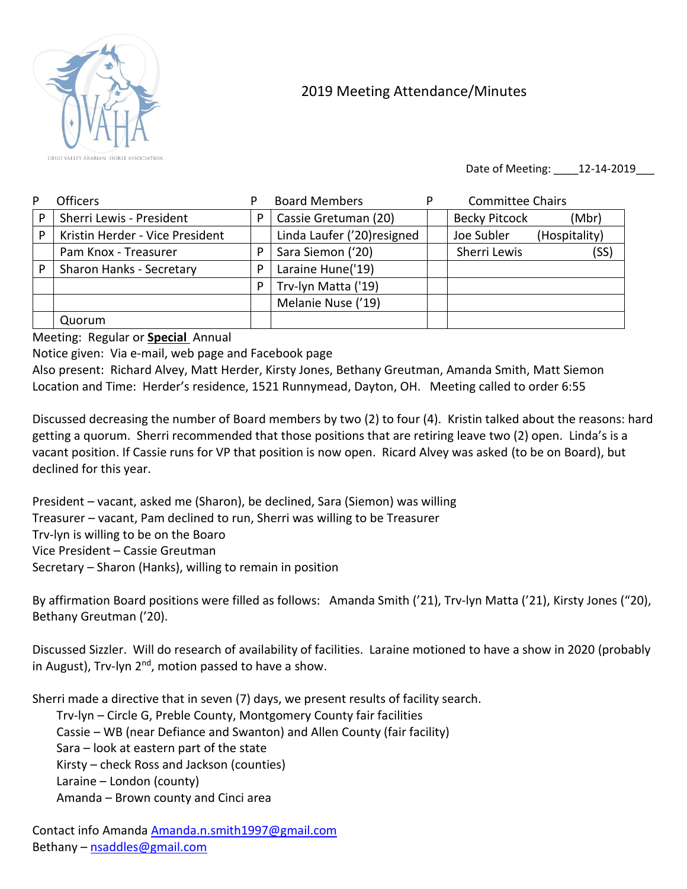OHIO VALLEY ARABIAN HORSE ASSOCIATION

2019 Meeting Attendance/Minutes

Date of Meeting: ____12-14-2019___

| P | Officers | P | Board Members | P | Committee Chairs |
|---|---|---|---|---|---|
| P | Sherri Lewis - President | P | Cassie Gretuman (20) | | Becky Pitcock (Mbr) |
| P | Kristin Herder - Vice President | | Linda Laufer ('20)resigned | | Joe Subler (Hospitality) |
| | Pam Knox - Treasurer | P | Sara Siemon ('20) | | Sherri Lewis (SS) |
| P | Sharon Hanks - Secretary | P | Laraine Hune('19) | | |
| | | P | Trv-lyn Matta ('19) | | |
| | | | Melanie Nuse ('19) | | |
| | Quorum | | | | |

Meeting: Regular or **Special** Annual

Notice given: Via e-mail, web page and Facebook page

Also present: Richard Alvey, Matt Herder, Kirsty Jones, Bethany Greutman, Amanda Smith, Matt Siemon

Location and Time: Herder's residence, 1521 Runnymead, Dayton, OH. Meeting called to order 6:55

Discussed decreasing the number of Board members by two (2) to four (4). Kristin talked about the reasons: hard getting a quorum. Sherri recommended that those positions that are retiring leave two (2) open. Linda's is a vacant position. If Cassie runs for VP that position is now open. Ricard Alvey was asked (to be on Board), but declined for this year.

President – vacant, asked me (Sharon), be declined, Sara (Siemon) was willing
Treasurer – vacant, Pam declined to run, Sherri was willing to be Treasurer
Trv-lyn is willing to be on the Boaro
Vice President – Cassie Greutman
Secretary – Sharon (Hanks), willing to remain in position

By affirmation Board positions were filled as follows: Amanda Smith ('21), Trv-lyn Matta ('21), Kirsty Jones ("20), Bethany Greutman ('20).

Discussed Sizzler. Will do research of availability of facilities. Laraine motioned to have a show in 2020 (probably in August), Trv-lyn 2nd, motion passed to have a show.

Sherri made a directive that in seven (7) days, we present results of facility search.

- Trv-lyn – Circle G, Preble County, Montgomery County fair facilities
- Cassie – WB (near Defiance and Swanton) and Allen County (fair facility)
- Sara – look at eastern part of the state
- Kirsty – check Ross and Jackson (counties)
- Laraine – London (county)
- Amanda – Brown county and Cinci area

Contact info Amanda Amanda.n.smith1997@gmail.com
Bethany – nsaddles@gmail.com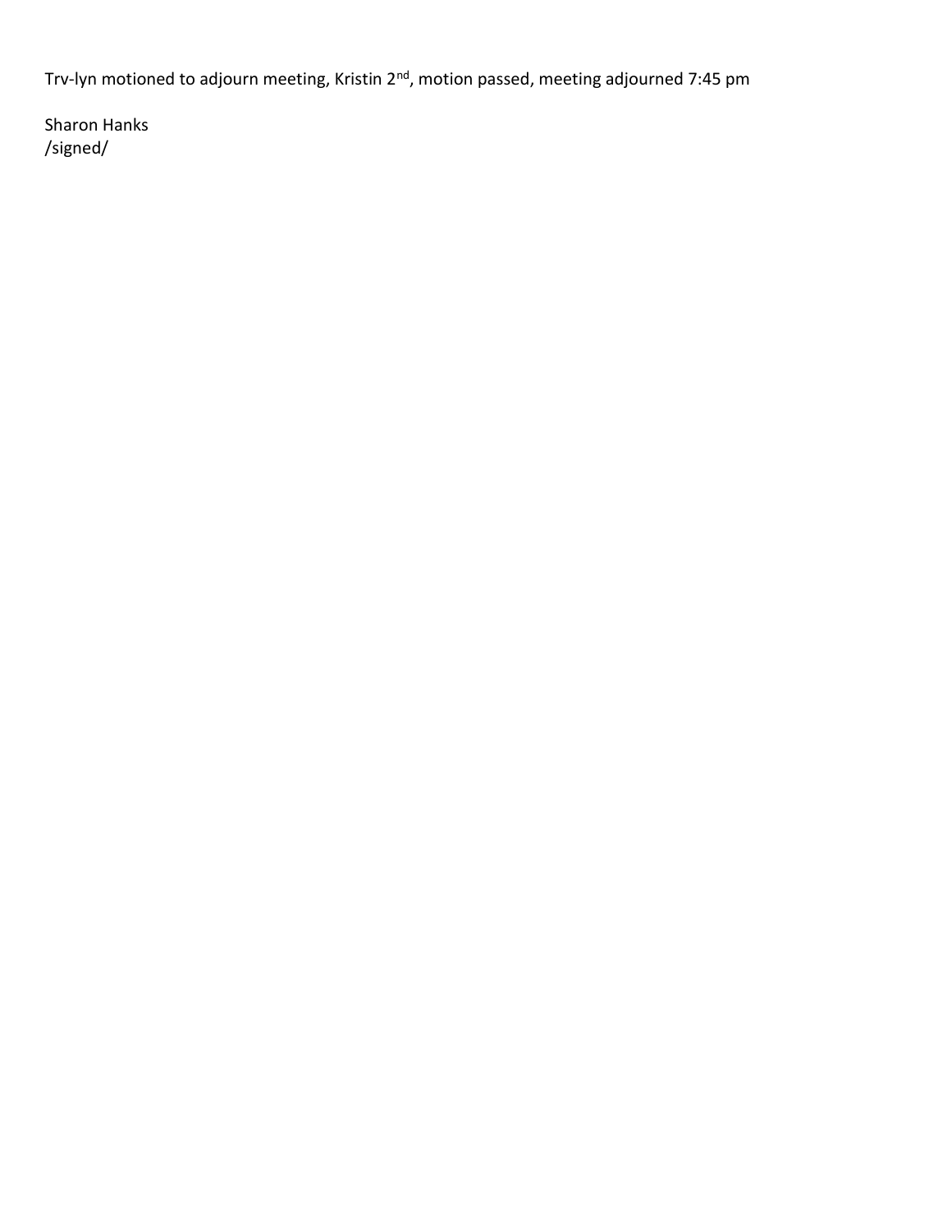Trv-lyn motioned to adjourn meeting, Kristin 2nd, motion passed, meeting adjourned 7:45 pm

Sharon Hanks
/signed/